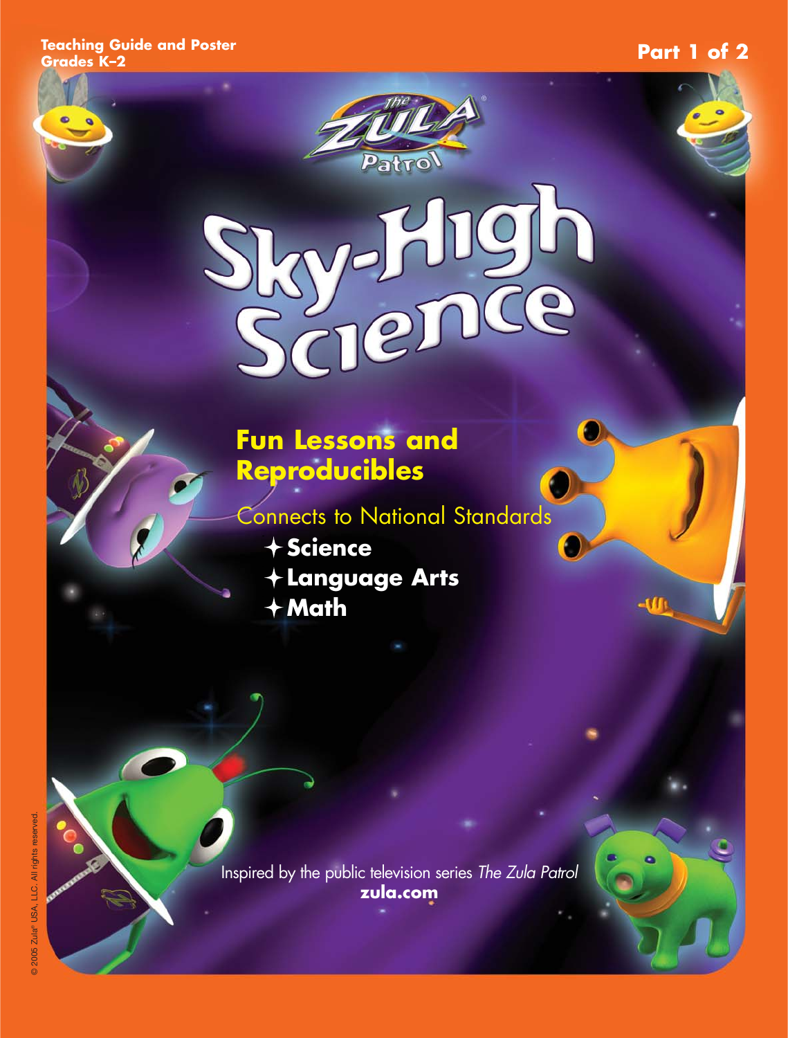Teaching Guide and Poster
Grades K–2

Part 1 of 2

The Zula Patrol

# Sky-High Science

## Fun Lessons and Reproducibles

Connects to National Standards

- Science
- Language Arts
- Math

Inspired by the public television series *The Zula Patrol*
**zula.com**

© 2005 Zula® USA, LLC. All rights reserved.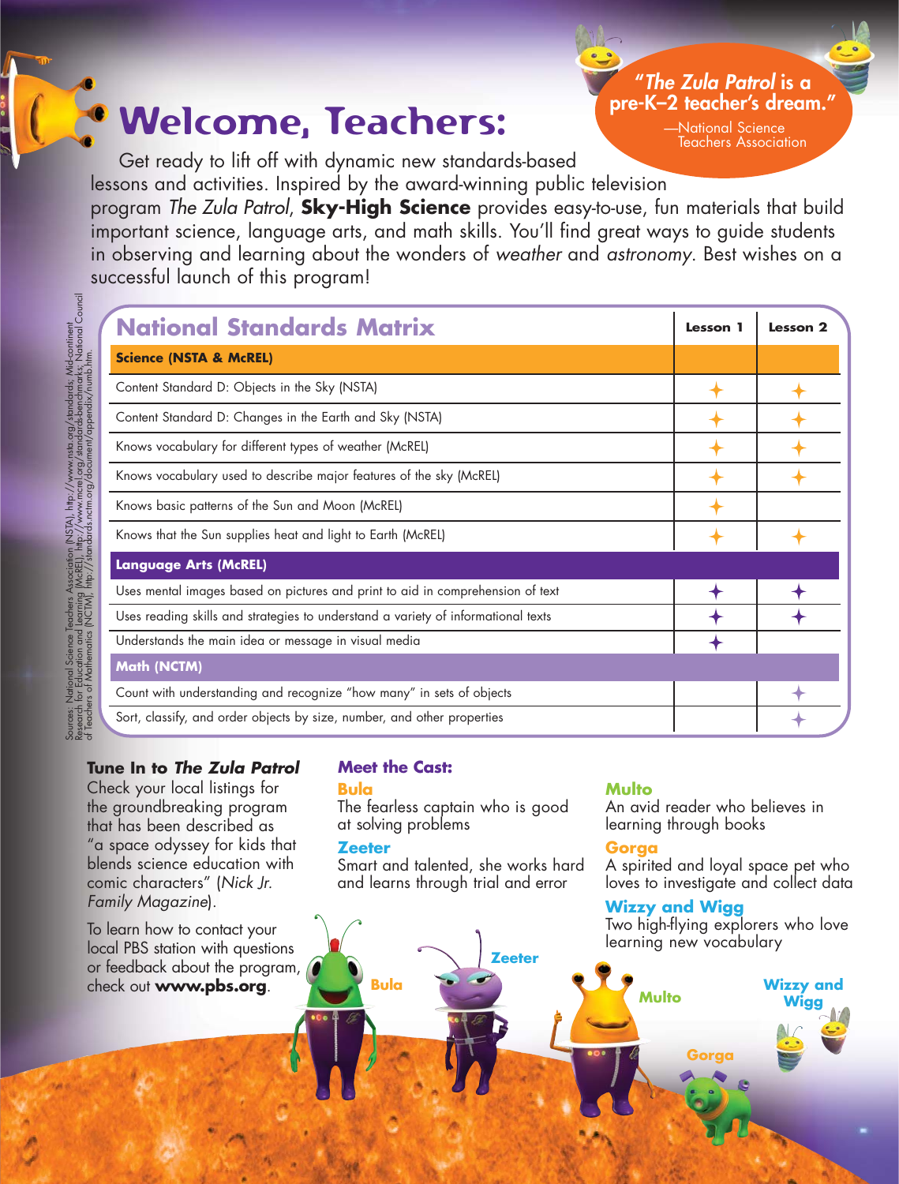# Welcome, Teachers:

> *"The Zula Patrol* is a pre-K–2 teacher's dream."
>
> —National Science Teachers Association

Get ready to lift off with dynamic new standards-based lessons and activities. Inspired by the award-winning public television program *The Zula Patrol*, **Sky-High Science** provides easy-to-use, fun materials that build important science, language arts, and math skills. You'll find great ways to guide students in observing and learning about the wonders of *weather* and *astronomy*. Best wishes on a successful launch of this program!

## National Standards Matrix

| | Lesson 1 | Lesson 2 |
|---|---|---|
| **Science (NSTA & McREL)** | | |
| Content Standard D: Objects in the Sky (NSTA) | ✦ | ✦ |
| Content Standard D: Changes in the Earth and Sky (NSTA) | ✦ | ✦ |
| Knows vocabulary for different types of weather (McREL) | ✦ | ✦ |
| Knows vocabulary used to describe major features of the sky (McREL) | ✦ | ✦ |
| Knows basic patterns of the Sun and Moon (McREL) | ✦ | |
| Knows that the Sun supplies heat and light to Earth (McREL) | ✦ | ✦ |
| **Language Arts (McREL)** | | |
| Uses mental images based on pictures and print to aid in comprehension of text | ✦ | ✦ |
| Uses reading skills and strategies to understand a variety of informational texts | ✦ | ✦ |
| Understands the main idea or message in visual media | ✦ | |
| **Math (NCTM)** | | |
| Count with understanding and recognize "how many" in sets of objects | | ✦ |
| Sort, classify, and order objects by size, number, and other properties | | ✦ |

Sources: National Science Teachers Association (NSTA), http://www.nsta.org/standards; Mid-continent Research for Education and Learning (McREL), http://www.mcrel.org/standards-benchmarks; National Council of Teachers of Mathematics (NCTM), http://standards.nctm.org/document/appendix/numb.htm.

### Tune In to *The Zula Patrol*

Check your local listings for the groundbreaking program that has been described as "a space odyssey for kids that blends science education with comic characters" (*Nick Jr. Family Magazine*).

To learn how to contact your local PBS station with questions or feedback about the program, check out **www.pbs.org**.

### Meet the Cast:

**Bula**
The fearless captain who is good at solving problems

**Zeeter**
Smart and talented, she works hard and learns through trial and error

**Multo**
An avid reader who believes in learning through books

**Gorga**
A spirited and loyal space pet who loves to investigate and collect data

**Wizzy and Wigg**
Two high-flying explorers who love learning new vocabulary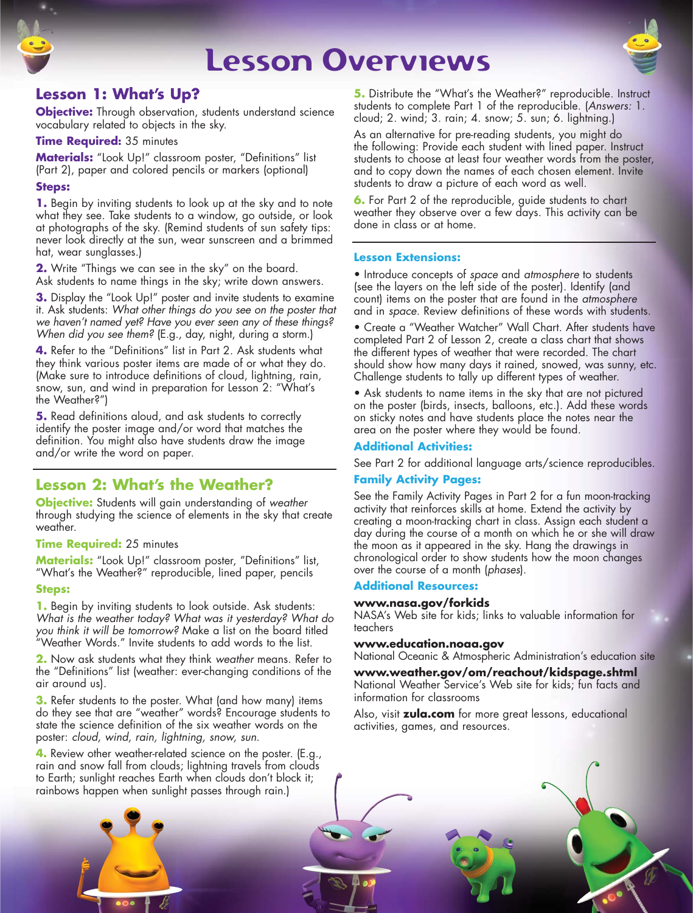# Lesson Overviews

## Lesson 1: What's Up?

**Objective:** Through observation, students understand science vocabulary related to objects in the sky.

**Time Required:** 35 minutes

**Materials:** "Look Up!" classroom poster, "Definitions" list (Part 2), paper and colored pencils or markers (optional)

**Steps:**

**1.** Begin by inviting students to look up at the sky and to note what they see. Take students to a window, go outside, or look at photographs of the sky. (Remind students of sun safety tips: never look directly at the sun, wear sunscreen and a brimmed hat, wear sunglasses.)

**2.** Write "Things we can see in the sky" on the board. Ask students to name things in the sky; write down answers.

**3.** Display the "Look Up!" poster and invite students to examine it. Ask students: *What other things do you see on the poster that we haven't named yet? Have you ever seen any of these things? When did you see them?* (E.g., day, night, during a storm.)

**4.** Refer to the "Definitions" list in Part 2. Ask students what they think various poster items are made of or what they do. (Make sure to introduce definitions of cloud, lightning, rain, snow, sun, and wind in preparation for Lesson 2: "What's the Weather?")

**5.** Read definitions aloud, and ask students to correctly identify the poster image and/or word that matches the definition. You might also have students draw the image and/or write the word on paper.

## Lesson 2: What's the Weather?

**Objective:** Students will gain understanding of *weather* through studying the science of elements in the sky that create weather.

**Time Required:** 25 minutes

**Materials:** "Look Up!" classroom poster, "Definitions" list, "What's the Weather?" reproducible, lined paper, pencils

**Steps:**

**1.** Begin by inviting students to look outside. Ask students: *What is the weather today? What was it yesterday? What do you think it will be tomorrow?* Make a list on the board titled "Weather Words." Invite students to add words to the list.

**2.** Now ask students what they think *weather* means. Refer to the "Definitions" list (weather: ever-changing conditions of the air around us).

**3.** Refer students to the poster. What (and how many) items do they see that are "weather" words? Encourage students to state the science definition of the six weather words on the poster: *cloud, wind, rain, lightning, snow, sun*.

**4.** Review other weather-related science on the poster. (E.g., rain and snow fall from clouds; lightning travels from clouds to Earth; sunlight reaches Earth when clouds don't block it; rainbows happen when sunlight passes through rain.)

**5.** Distribute the "What's the Weather?" reproducible. Instruct students to complete Part 1 of the reproducible. (*Answers:* 1. cloud; 2. wind; 3. rain; 4. snow; 5. sun; 6. lightning.)

As an alternative for pre-reading students, you might do the following: Provide each student with lined paper. Instruct students to choose at least four weather words from the poster, and to copy down the names of each chosen element. Invite students to draw a picture of each word as well.

**6.** For Part 2 of the reproducible, guide students to chart weather they observe over a few days. This activity can be done in class or at home.

### Lesson Extensions:

- Introduce concepts of *space* and *atmosphere* to students (see the layers on the left side of the poster). Identify (and count) items on the poster that are found in the *atmosphere* and in *space*. Review definitions of these words with students.
- Create a "Weather Watcher" Wall Chart. After students have completed Part 2 of Lesson 2, create a class chart that shows the different types of weather that were recorded. The chart should show how many days it rained, snowed, was sunny, etc. Challenge students to tally up different types of weather.
- Ask students to name items in the sky that are not pictured on the poster (birds, insects, balloons, etc.). Add these words on sticky notes and have students place the notes near the area on the poster where they would be found.

### Additional Activities:

See Part 2 for additional language arts/science reproducibles.

### Family Activity Pages:

See the Family Activity Pages in Part 2 for a fun moon-tracking activity that reinforces skills at home. Extend the activity by creating a moon-tracking chart in class. Assign each student a day during the course of a month on which he or she will draw the moon as it appeared in the sky. Hang the drawings in chronological order to show students how the moon changes over the course of a month (*phases*).

### Additional Resources:

**www.nasa.gov/forkids**
NASA's Web site for kids; links to valuable information for teachers

**www.education.noaa.gov**
National Oceanic & Atmospheric Administration's education site

**www.weather.gov/om/reachout/kidspage.shtml**
National Weather Service's Web site for kids; fun facts and information for classrooms

Also, visit **zula.com** for more great lessons, educational activities, games, and resources.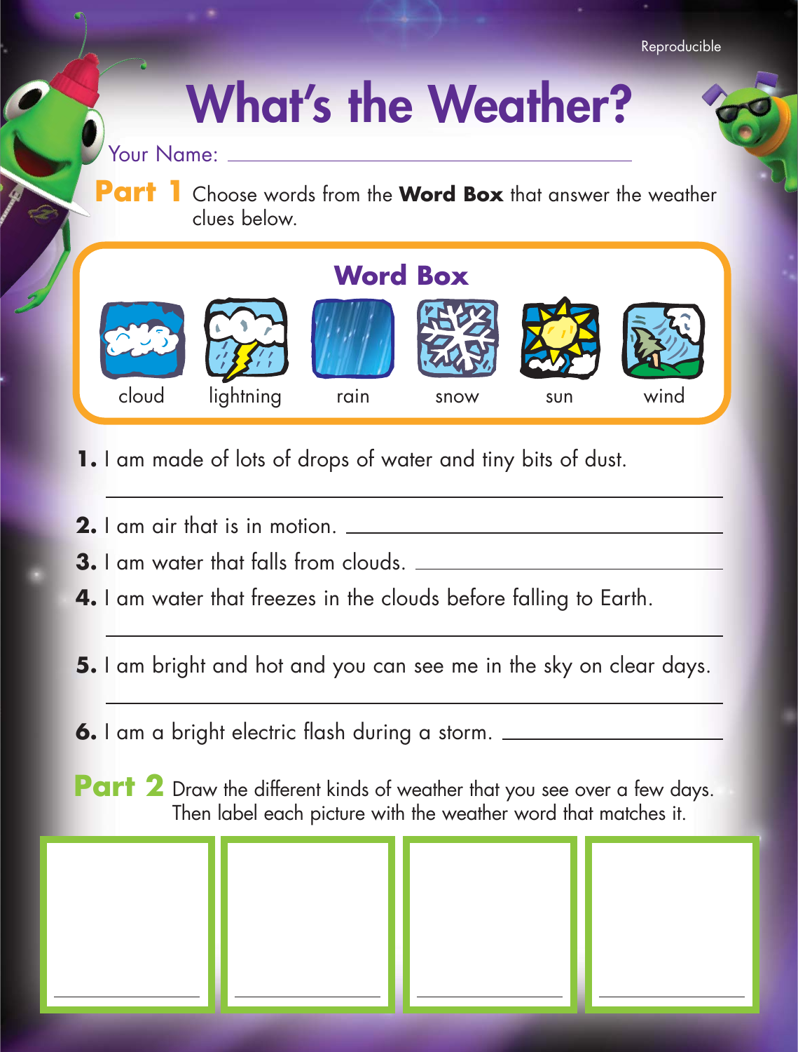Reproducible

# What's the Weather?

Your Name: ______________________________

**Part 1** Choose words from the **Word Box** that answer the weather clues below.

## Word Box

cloud, lightning, rain, snow, sun, wind

**1.** I am made of lots of drops of water and tiny bits of dust.

______________________________

**2.** I am air that is in motion. ______________________________

**3.** I am water that falls from clouds. ______________________________

**4.** I am water that freezes in the clouds before falling to Earth.

______________________________

**5.** I am bright and hot and you can see me in the sky on clear days.

______________________________

**6.** I am a bright electric flash during a storm. ______________________________

**Part 2** Draw the different kinds of weather that you see over a few days. Then label each picture with the weather word that matches it.